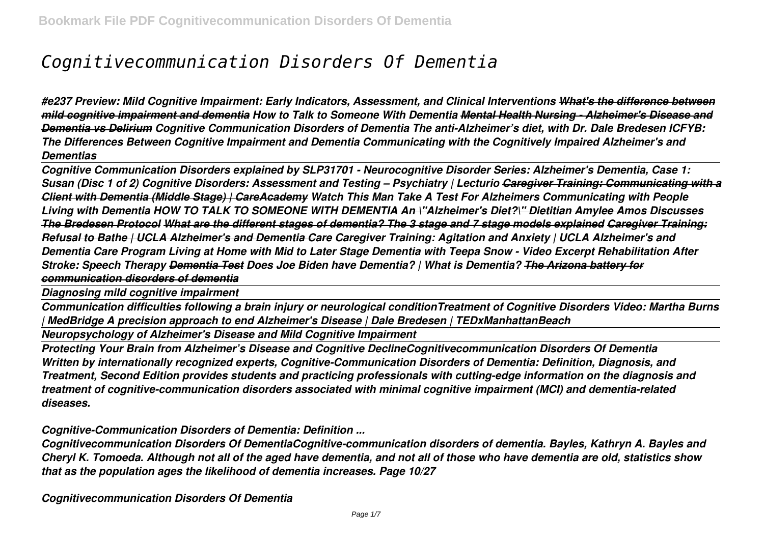# Cognitivecommunication Disorders Of Dementia

*#e237 Preview: Mild Cognitive Impairment: Early Indicators, Assessment, and Clinical Interventions* ~~*What's the difference between mild cognitive impairment and dementia*~~ *How to Talk to Someone With Dementia* ~~*Mental Health Nursing - Alzheimer's Disease and Dementia vs Delirium*~~ *Cognitive Communication Disorders of Dementia The anti-Alzheimer's diet, with Dr. Dale Bredesen ICFYB: The Differences Between Cognitive Impairment and Dementia Communicating with the Cognitively Impaired Alzheimer's and Dementias*

*Cognitive Communication Disorders explained by SLP31701 - Neurocognitive Disorder Series: Alzheimer's Dementia, Case 1: Susan (Disc 1 of 2) Cognitive Disorders: Assessment and Testing – Psychiatry | Lecturio* ~~*Caregiver Training: Communicating with a Client with Dementia (Middle Stage) | CareAcademy*~~ *Watch This Man Take A Test For Alzheimers Communicating with People Living with Dementia HOW TO TALK TO SOMEONE WITH DEMENTIA* ~~*An "Alzheimer's Diet?" Dietitian Amylee Amos Discusses The Bredesen Protocol*~~ ~~*What are the different stages of dementia? The 3 stage and 7 stage models explained*~~ ~~*Caregiver Training: Refusal to Bathe | UCLA Alzheimer's and Dementia Care*~~ *Caregiver Training: Agitation and Anxiety | UCLA Alzheimer's and Dementia Care Program Living at Home with Mid to Later Stage Dementia with Teepa Snow - Video Excerpt Rehabilitation After Stroke: Speech Therapy* ~~*Dementia Test*~~ *Does Joe Biden have Dementia? | What is Dementia?* ~~*The Arizona battery for communication disorders of dementia*~~

*Diagnosing mild cognitive impairment*

*Communication difficulties following a brain injury or neurological conditionTreatment of Cognitive Disorders Video: Martha Burns | MedBridge A precision approach to end Alzheimer's Disease | Dale Bredesen | TEDxManhattanBeach*

*Neuropsychology of Alzheimer's Disease and Mild Cognitive Impairment*

*Protecting Your Brain from Alzheimer's Disease and Cognitive DeclineCognitivecommunication Disorders Of Dementia*
*Written by internationally recognized experts, Cognitive-Communication Disorders of Dementia: Definition, Diagnosis, and Treatment, Second Edition provides students and practicing professionals with cutting-edge information on the diagnosis and treatment of cognitive-communication disorders associated with minimal cognitive impairment (MCI) and dementia-related diseases.*

*Cognitive-Communication Disorders of Dementia: Definition ...*

*Cognitivecommunication Disorders Of DementiaCognitive-communication disorders of dementia. Bayles, Kathryn A. Bayles and Cheryl K. Tomoeda. Although not all of the aged have dementia, and not all of those who have dementia are old, statistics show that as the population ages the likelihood of dementia increases. Page 10/27*

*Cognitivecommunication Disorders Of Dementia*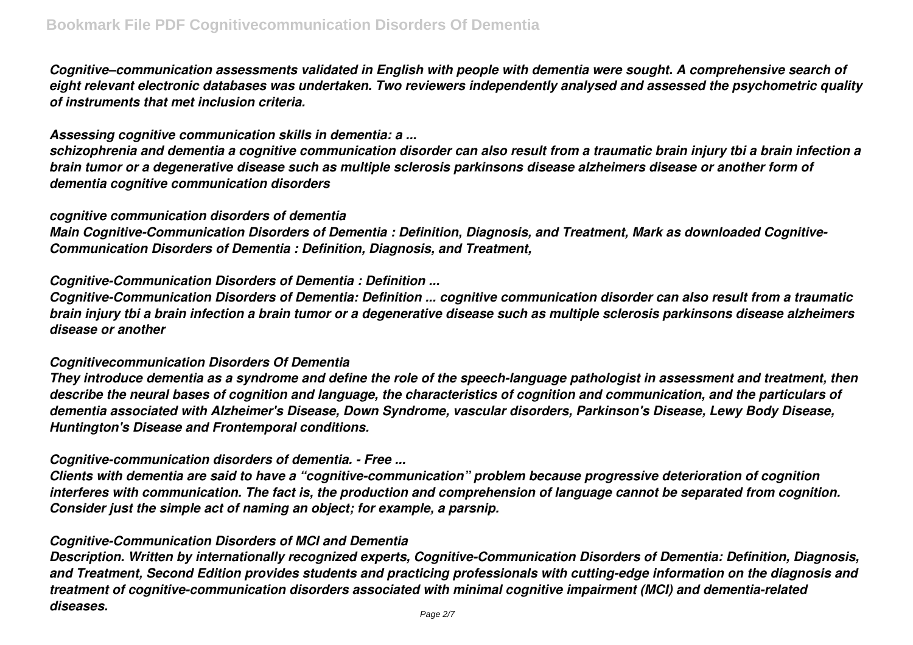*Cognitive–communication assessments validated in English with people with dementia were sought. A comprehensive search of eight relevant electronic databases was undertaken. Two reviewers independently analysed and assessed the psychometric quality of instruments that met inclusion criteria.*

### *Assessing cognitive communication skills in dementia: a ...*

*schizophrenia and dementia a cognitive communication disorder can also result from a traumatic brain injury tbi a brain infection a brain tumor or a degenerative disease such as multiple sclerosis parkinsons disease alzheimers disease or another form of dementia cognitive communication disorders*

### *cognitive communication disorders of dementia*

*Main Cognitive-Communication Disorders of Dementia : Definition, Diagnosis, and Treatment, Mark as downloaded Cognitive-Communication Disorders of Dementia : Definition, Diagnosis, and Treatment,*

### *Cognitive-Communication Disorders of Dementia : Definition ...*

*Cognitive-Communication Disorders of Dementia: Definition ... cognitive communication disorder can also result from a traumatic brain injury tbi a brain infection a brain tumor or a degenerative disease such as multiple sclerosis parkinsons disease alzheimers disease or another*

### *Cognitivecommunication Disorders Of Dementia*

*They introduce dementia as a syndrome and define the role of the speech-language pathologist in assessment and treatment, then describe the neural bases of cognition and language, the characteristics of cognition and communication, and the particulars of dementia associated with Alzheimer's Disease, Down Syndrome, vascular disorders, Parkinson's Disease, Lewy Body Disease, Huntington's Disease and Frontemporal conditions.*

### *Cognitive-communication disorders of dementia. - Free ...*

*Clients with dementia are said to have a "cognitive-communication" problem because progressive deterioration of cognition interferes with communication. The fact is, the production and comprehension of language cannot be separated from cognition. Consider just the simple act of naming an object; for example, a parsnip.*

### *Cognitive-Communication Disorders of MCI and Dementia*

*Description. Written by internationally recognized experts, Cognitive-Communication Disorders of Dementia: Definition, Diagnosis, and Treatment, Second Edition provides students and practicing professionals with cutting-edge information on the diagnosis and treatment of cognitive-communication disorders associated with minimal cognitive impairment (MCI) and dementia-related diseases.*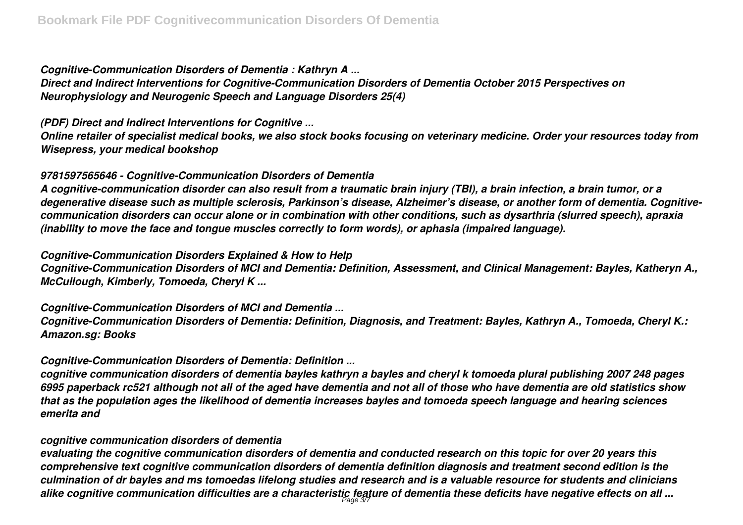### *Cognitive-Communication Disorders of Dementia : Kathryn A ...*

*Direct and Indirect Interventions for Cognitive-Communication Disorders of Dementia October 2015 Perspectives on Neurophysiology and Neurogenic Speech and Language Disorders 25(4)*

### *(PDF) Direct and Indirect Interventions for Cognitive ...*

*Online retailer of specialist medical books, we also stock books focusing on veterinary medicine. Order your resources today from Wisepress, your medical bookshop*

### *9781597565646 - Cognitive-Communication Disorders of Dementia*

*A cognitive-communication disorder can also result from a traumatic brain injury (TBI), a brain infection, a brain tumor, or a degenerative disease such as multiple sclerosis, Parkinson's disease, Alzheimer's disease, or another form of dementia. Cognitive-communication disorders can occur alone or in combination with other conditions, such as dysarthria (slurred speech), apraxia (inability to move the face and tongue muscles correctly to form words), or aphasia (impaired language).*

### *Cognitive-Communication Disorders Explained & How to Help*

*Cognitive-Communication Disorders of MCI and Dementia: Definition, Assessment, and Clinical Management: Bayles, Katheryn A., McCullough, Kimberly, Tomoeda, Cheryl K ...*

### *Cognitive-Communication Disorders of MCI and Dementia ...*

*Cognitive-Communication Disorders of Dementia: Definition, Diagnosis, and Treatment: Bayles, Kathryn A., Tomoeda, Cheryl K.: Amazon.sg: Books*

### *Cognitive-Communication Disorders of Dementia: Definition ...*

*cognitive communication disorders of dementia bayles kathryn a bayles and cheryl k tomoeda plural publishing 2007 248 pages 6995 paperback rc521 although not all of the aged have dementia and not all of those who have dementia are old statistics show that as the population ages the likelihood of dementia increases bayles and tomoeda speech language and hearing sciences emerita and*

### *cognitive communication disorders of dementia*

*evaluating the cognitive communication disorders of dementia and conducted research on this topic for over 20 years this comprehensive text cognitive communication disorders of dementia definition diagnosis and treatment second edition is the culmination of dr bayles and ms tomoedas lifelong studies and research and is a valuable resource for students and clinicians alike cognitive communication difficulties are a characteristic feature of dementia these deficits have negative effects on all ...*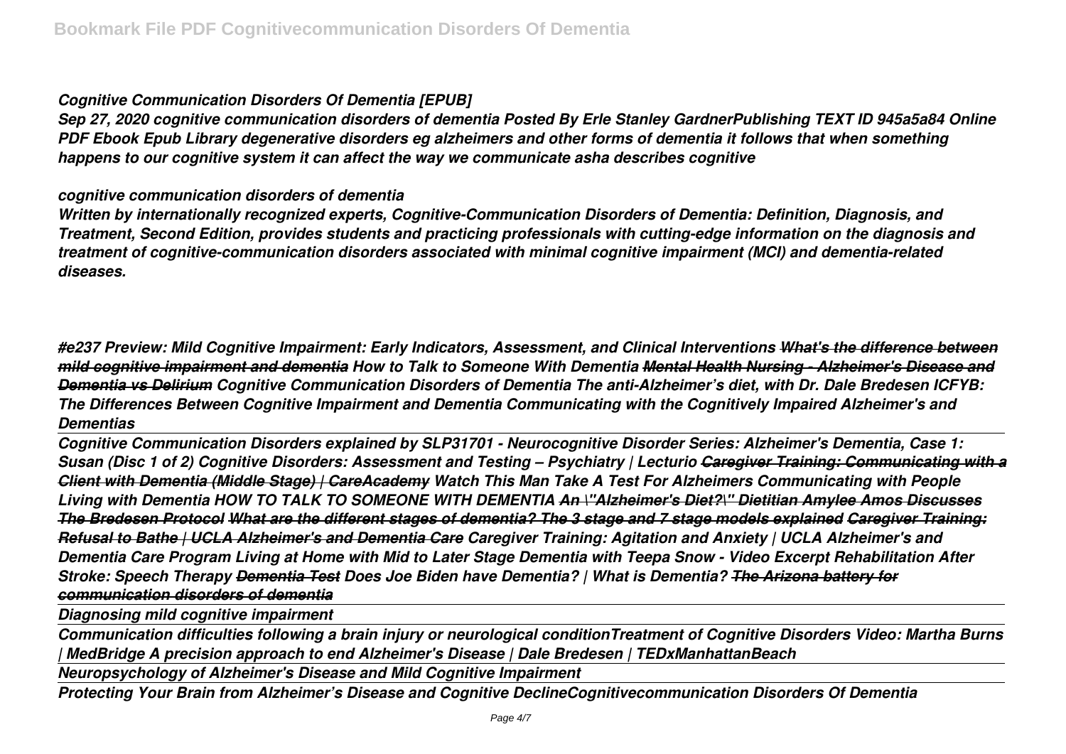## *Cognitive Communication Disorders Of Dementia [EPUB]*

*Sep 27, 2020 cognitive communication disorders of dementia Posted By Erle Stanley GardnerPublishing TEXT ID 945a5a84 Online PDF Ebook Epub Library degenerative disorders eg alzheimers and other forms of dementia it follows that when something happens to our cognitive system it can affect the way we communicate asha describes cognitive*

## *cognitive communication disorders of dementia*

*Written by internationally recognized experts, Cognitive-Communication Disorders of Dementia: Definition, Diagnosis, and Treatment, Second Edition, provides students and practicing professionals with cutting-edge information on the diagnosis and treatment of cognitive-communication disorders associated with minimal cognitive impairment (MCI) and dementia-related diseases.*

***#e237 Preview: Mild Cognitive Impairment: Early Indicators, Assessment, and Clinical Interventions ~~What's the difference between mild cognitive impairment and dementia~~ How to Talk to Someone With Dementia ~~Mental Health Nursing - Alzheimer's Disease and Dementia vs Delirium~~ Cognitive Communication Disorders of Dementia The anti-Alzheimer's diet, with Dr. Dale Bredesen ICFYB: The Differences Between Cognitive Impairment and Dementia Communicating with the Cognitively Impaired Alzheimer's and Dementias***

***Cognitive Communication Disorders explained by SLP31701 - Neurocognitive Disorder Series: Alzheimer's Dementia, Case 1: Susan (Disc 1 of 2) Cognitive Disorders: Assessment and Testing – Psychiatry | Lecturio ~~Caregiver Training: Communicating with a Client with Dementia (Middle Stage) | CareAcademy~~ Watch This Man Take A Test For Alzheimers Communicating with People Living with Dementia HOW TO TALK TO SOMEONE WITH DEMENTIA ~~An "Alzheimer's Diet?" Dietitian Amylee Amos Discusses The Bredesen Protocol~~ What are the different stages of dementia? The 3 stage and 7 stage models explained ~~Caregiver Training: Refusal to Bathe | UCLA Alzheimer's and Dementia Care~~ Caregiver Training: Agitation and Anxiety | UCLA Alzheimer's and Dementia Care Program Living at Home with Mid to Later Stage Dementia with Teepa Snow - Video Excerpt Rehabilitation After Stroke: Speech Therapy ~~Dementia Test~~ Does Joe Biden have Dementia? | What is Dementia? ~~The Arizona battery for communication disorders of dementia~~***

***Diagnosing mild cognitive impairment***

***Communication difficulties following a brain injury or neurological conditionTreatment of Cognitive Disorders Video: Martha Burns | MedBridge A precision approach to end Alzheimer's Disease | Dale Bredesen | TEDxManhattanBeach***

***Neuropsychology of Alzheimer's Disease and Mild Cognitive Impairment***

***Protecting Your Brain from Alzheimer's Disease and Cognitive DeclineCognitivecommunication Disorders Of Dementia***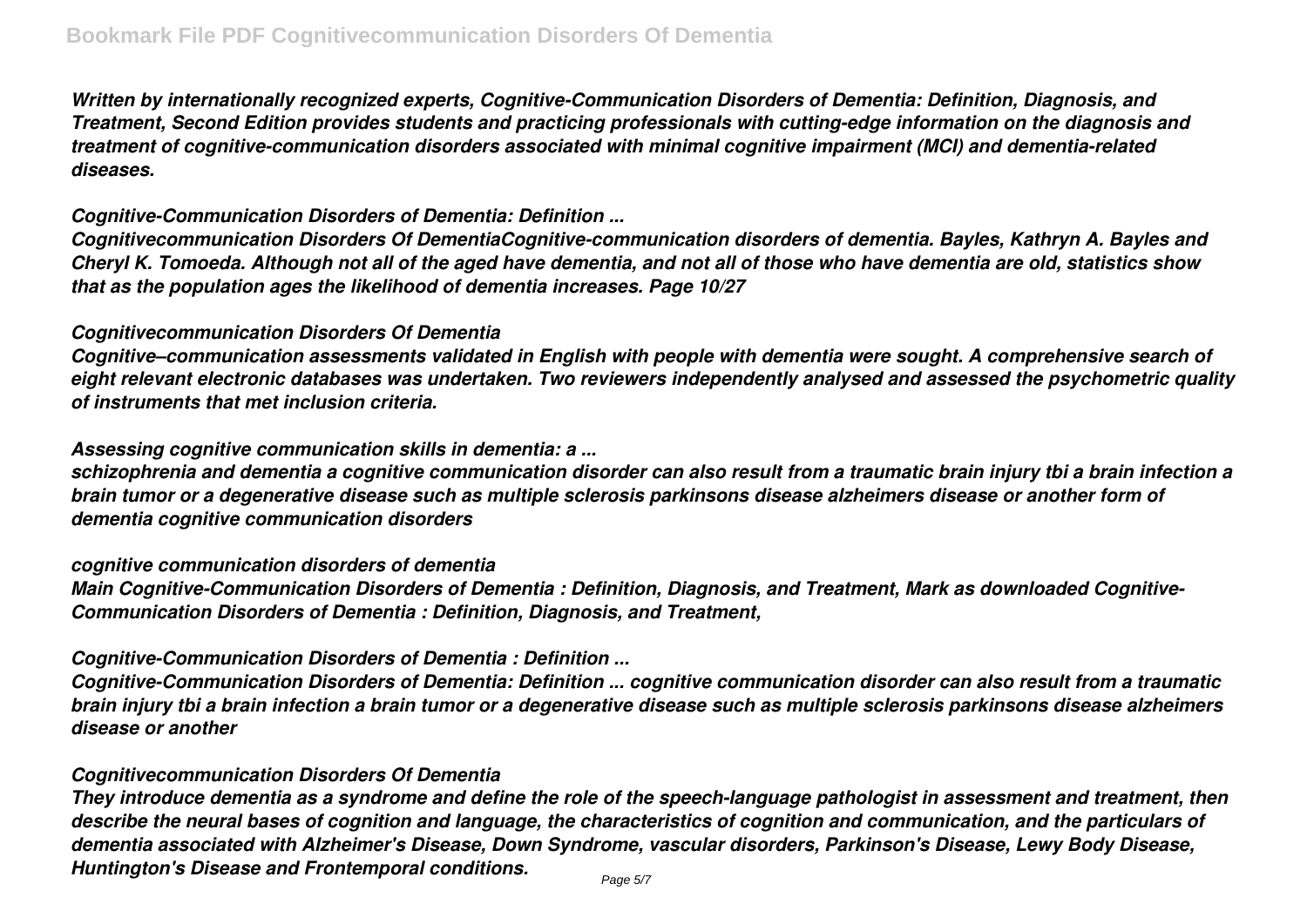*Written by internationally recognized experts, Cognitive-Communication Disorders of Dementia: Definition, Diagnosis, and Treatment, Second Edition provides students and practicing professionals with cutting-edge information on the diagnosis and treatment of cognitive-communication disorders associated with minimal cognitive impairment (MCI) and dementia-related diseases.*

### *Cognitive-Communication Disorders of Dementia: Definition ...*

*Cognitivecommunication Disorders Of DementiaCognitive-communication disorders of dementia. Bayles, Kathryn A. Bayles and Cheryl K. Tomoeda. Although not all of the aged have dementia, and not all of those who have dementia are old, statistics show that as the population ages the likelihood of dementia increases. Page 10/27*

### *Cognitivecommunication Disorders Of Dementia*

*Cognitive–communication assessments validated in English with people with dementia were sought. A comprehensive search of eight relevant electronic databases was undertaken. Two reviewers independently analysed and assessed the psychometric quality of instruments that met inclusion criteria.*

### *Assessing cognitive communication skills in dementia: a ...*

*schizophrenia and dementia a cognitive communication disorder can also result from a traumatic brain injury tbi a brain infection a brain tumor or a degenerative disease such as multiple sclerosis parkinsons disease alzheimers disease or another form of dementia cognitive communication disorders*

### *cognitive communication disorders of dementia*

*Main Cognitive-Communication Disorders of Dementia : Definition, Diagnosis, and Treatment, Mark as downloaded Cognitive-Communication Disorders of Dementia : Definition, Diagnosis, and Treatment,*

### *Cognitive-Communication Disorders of Dementia : Definition ...*

*Cognitive-Communication Disorders of Dementia: Definition ... cognitive communication disorder can also result from a traumatic brain injury tbi a brain infection a brain tumor or a degenerative disease such as multiple sclerosis parkinsons disease alzheimers disease or another*

### *Cognitivecommunication Disorders Of Dementia*

*They introduce dementia as a syndrome and define the role of the speech-language pathologist in assessment and treatment, then describe the neural bases of cognition and language, the characteristics of cognition and communication, and the particulars of dementia associated with Alzheimer's Disease, Down Syndrome, vascular disorders, Parkinson's Disease, Lewy Body Disease, Huntington's Disease and Frontemporal conditions.*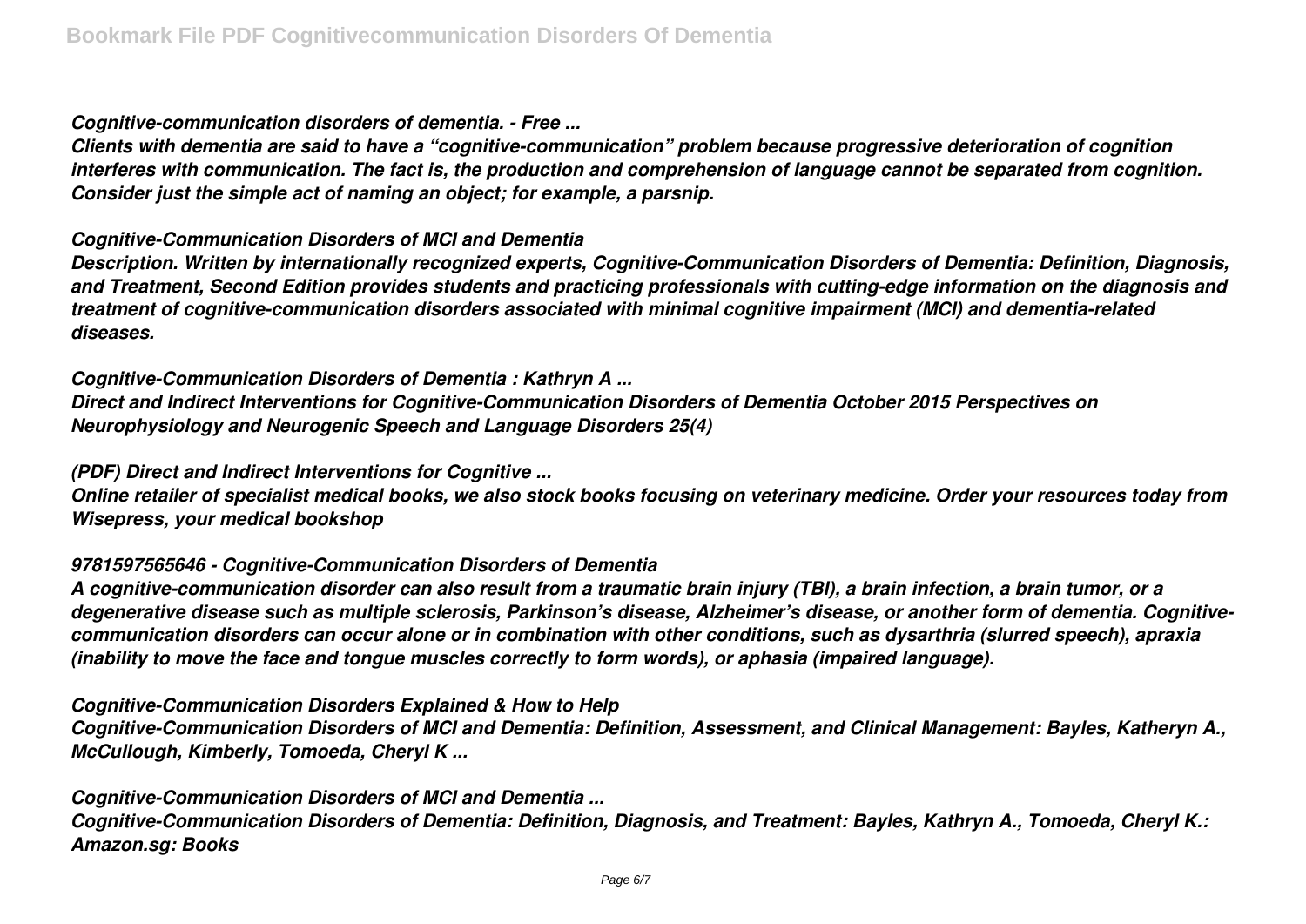### *Cognitive-communication disorders of dementia. - Free ...*

*Clients with dementia are said to have a "cognitive-communication" problem because progressive deterioration of cognition interferes with communication. The fact is, the production and comprehension of language cannot be separated from cognition. Consider just the simple act of naming an object; for example, a parsnip.*

### *Cognitive-Communication Disorders of MCI and Dementia*

*Description. Written by internationally recognized experts, Cognitive-Communication Disorders of Dementia: Definition, Diagnosis, and Treatment, Second Edition provides students and practicing professionals with cutting-edge information on the diagnosis and treatment of cognitive-communication disorders associated with minimal cognitive impairment (MCI) and dementia-related diseases.*

### *Cognitive-Communication Disorders of Dementia : Kathryn A ...*

*Direct and Indirect Interventions for Cognitive-Communication Disorders of Dementia October 2015 Perspectives on Neurophysiology and Neurogenic Speech and Language Disorders 25(4)*

### *(PDF) Direct and Indirect Interventions for Cognitive ...*

*Online retailer of specialist medical books, we also stock books focusing on veterinary medicine. Order your resources today from Wisepress, your medical bookshop*

### *9781597565646 - Cognitive-Communication Disorders of Dementia*

*A cognitive-communication disorder can also result from a traumatic brain injury (TBI), a brain infection, a brain tumor, or a degenerative disease such as multiple sclerosis, Parkinson's disease, Alzheimer's disease, or another form of dementia. Cognitive-communication disorders can occur alone or in combination with other conditions, such as dysarthria (slurred speech), apraxia (inability to move the face and tongue muscles correctly to form words), or aphasia (impaired language).*

### *Cognitive-Communication Disorders Explained & How to Help*

*Cognitive-Communication Disorders of MCI and Dementia: Definition, Assessment, and Clinical Management: Bayles, Katheryn A., McCullough, Kimberly, Tomoeda, Cheryl K ...*

### *Cognitive-Communication Disorders of MCI and Dementia ...*

*Cognitive-Communication Disorders of Dementia: Definition, Diagnosis, and Treatment: Bayles, Kathryn A., Tomoeda, Cheryl K.: Amazon.sg: Books*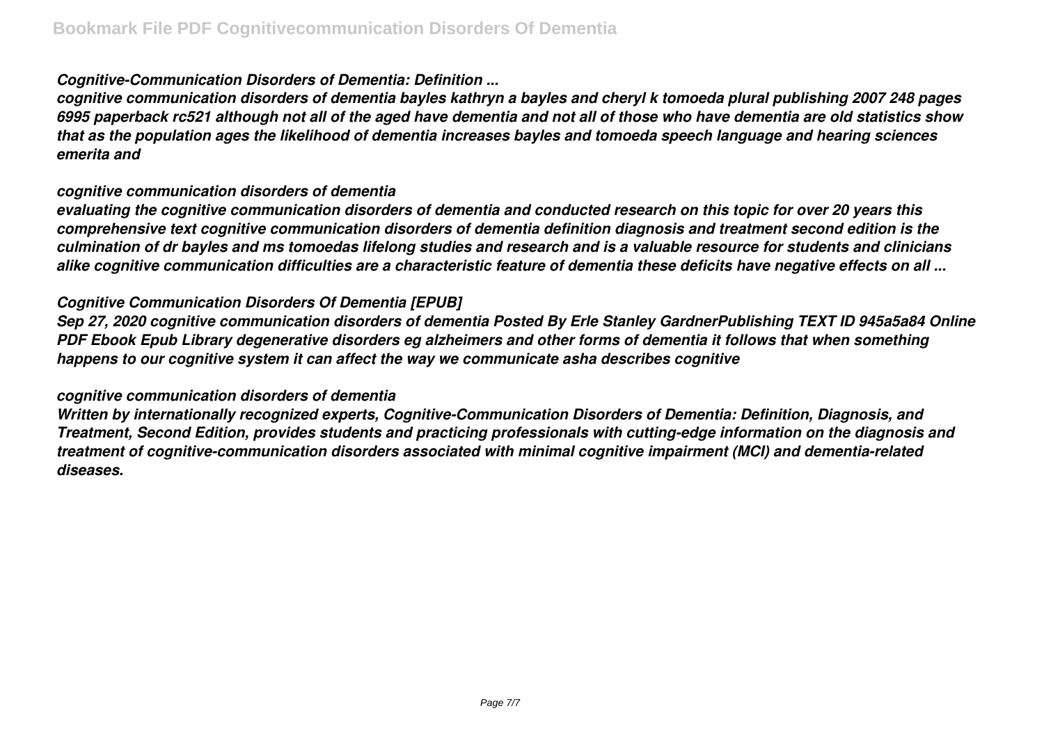### *Cognitive-Communication Disorders of Dementia: Definition ...*

***cognitive communication disorders of dementia bayles kathryn a bayles and cheryl k tomoeda plural publishing 2007 248 pages 6995 paperback rc521 although not all of the aged have dementia and not all of those who have dementia are old statistics show that as the population ages the likelihood of dementia increases bayles and tomoeda speech language and hearing sciences emerita and***

### *cognitive communication disorders of dementia*

***evaluating the cognitive communication disorders of dementia and conducted research on this topic for over 20 years this comprehensive text cognitive communication disorders of dementia definition diagnosis and treatment second edition is the culmination of dr bayles and ms tomoedas lifelong studies and research and is a valuable resource for students and clinicians alike cognitive communication difficulties are a characteristic feature of dementia these deficits have negative effects on all ...***

### *Cognitive Communication Disorders Of Dementia [EPUB]*

***Sep 27, 2020 cognitive communication disorders of dementia Posted By Erle Stanley GardnerPublishing TEXT ID 945a5a84 Online PDF Ebook Epub Library degenerative disorders eg alzheimers and other forms of dementia it follows that when something happens to our cognitive system it can affect the way we communicate asha describes cognitive***

### *cognitive communication disorders of dementia*

***Written by internationally recognized experts, Cognitive-Communication Disorders of Dementia: Definition, Diagnosis, and Treatment, Second Edition, provides students and practicing professionals with cutting-edge information on the diagnosis and treatment of cognitive-communication disorders associated with minimal cognitive impairment (MCI) and dementia-related diseases.***